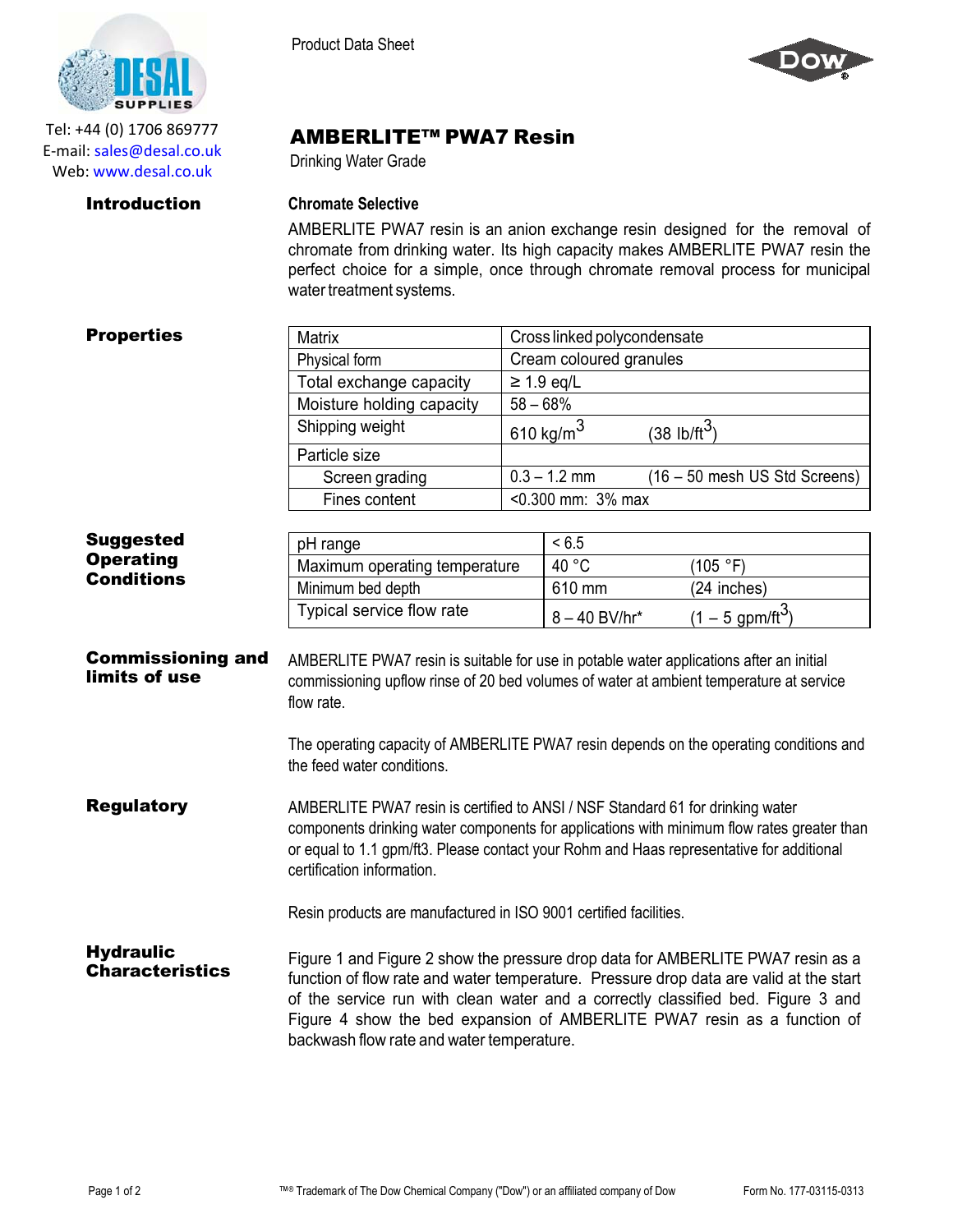Tel: +44 (0) 1706 869777
E-mail: sales@desal.co.uk
Web: www.desal.co.uk

Product Data Sheet

# AMBERLITE™ PWA7 Resin

Drinking Water Grade

## Introduction

### Chromate Selective

AMBERLITE PWA7 resin is an anion exchange resin designed for the removal of chromate from drinking water. Its high capacity makes AMBERLITE PWA7 resin the perfect choice for a simple, once through chromate removal process for municipal water treatment systems.

## Properties

| Property | Value | |
|---|---|---|
| Matrix | Cross linked polycondensate | |
| Physical form | Cream coloured granules | |
| Total exchange capacity | ≥ 1.9 eq/L | |
| Moisture holding capacity | 58 – 68% | |
| Shipping weight | 610 kg/m$^3$ | (38 lb/ft$^3$) |
| Particle size | | |
| Screen grading | 0.3 – 1.2 mm | (16 – 50 mesh US Std Screens) |
| Fines content | <0.300 mm: 3% max | |

## Suggested Operating Conditions

| Condition | Value | |
|---|---|---|
| pH range | < 6.5 | |
| Maximum operating temperature | 40 °C | (105 °F) |
| Minimum bed depth | 610 mm | (24 inches) |
| Typical service flow rate | 8 – 40 BV/hr* | (1 – 5 gpm/ft$^3$) |

## Commissioning and limits of use

AMBERLITE PWA7 resin is suitable for use in potable water applications after an initial commissioning upflow rinse of 20 bed volumes of water at ambient temperature at service flow rate.

The operating capacity of AMBERLITE PWA7 resin depends on the operating conditions and the feed water conditions.

## Regulatory

AMBERLITE PWA7 resin is certified to ANSI / NSF Standard 61 for drinking water components drinking water components for applications with minimum flow rates greater than or equal to 1.1 gpm/ft3. Please contact your Rohm and Haas representative for additional certification information.

Resin products are manufactured in ISO 9001 certified facilities.

## Hydraulic Characteristics

Figure 1 and Figure 2 show the pressure drop data for AMBERLITE PWA7 resin as a function of flow rate and water temperature. Pressure drop data are valid at the start of the service run with clean water and a correctly classified bed. Figure 3 and Figure 4 show the bed expansion of AMBERLITE PWA7 resin as a function of backwash flow rate and water temperature.

™® Trademark of The Dow Chemical Company ("Dow") or an affiliated company of Dow

Form No. 177-03115-0313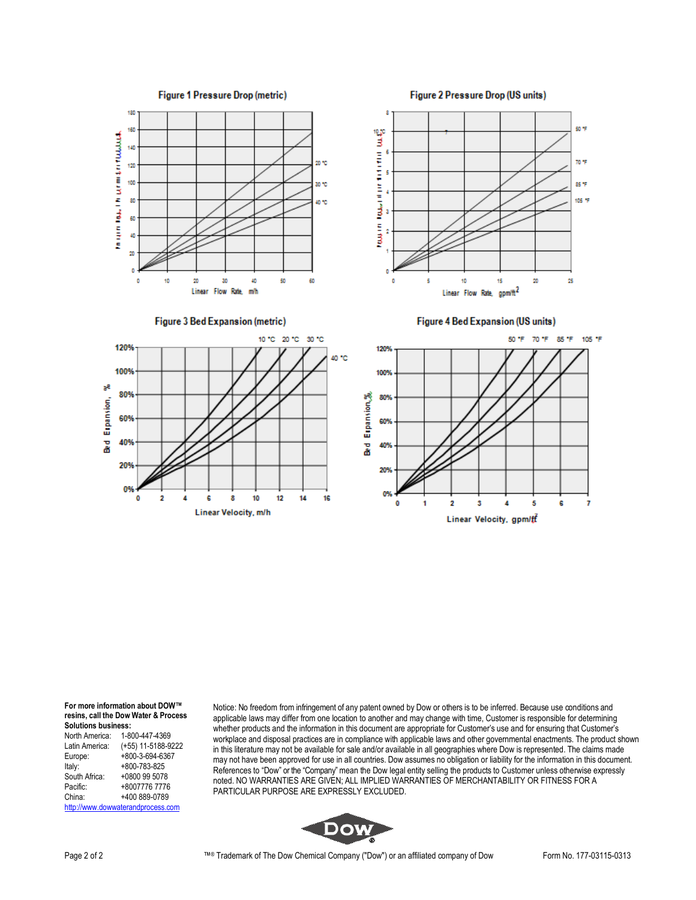**Figure 1 Pressure Drop (metric)**

180
160
140
120
100
80
60
40
20
0

0 10 20 30 40 50 60

Linear Flow Rate, m/h

20 °C
30 °C
40 °C

**Figure 2 Pressure Drop (US units)**

8
7
6
5
4
3
2
1
0

0 5 10 15 20 25

Linear Flow Rate, gpm/ft$^2$

50 °F
70 °F
85 °F
105 °F

**Figure 3 Bed Expansion (metric)**

Bed Expansion, %

120%
100%
80%
60%
40%
20%
0%

0 2 4 6 8 10 12 14 16

Linear Velocity, m/h

10 °C 20 °C 30 °C
40 °C

**Figure 4 Bed Expansion (US units)**

Bed Expansion, %

120%
100%
80%
60%
40%
20%
0%

0 1 2 3 4 5 6 7

Linear Velocity, gpm/ft$^2$

50 °F 70 °F 85 °F 105 °F

**For more information about DOW™ resins, call the Dow Water & Process Solutions business:**

North America: 1-800-447-4369
Latin America: (+55) 11-5188-9222
Europe: +800-3-694-6367
Italy: +800-783-825
South Africa: +0800 99 5078
Pacific: +8007776 7776
China: +400 889-0789
http://www.dowwaterandprocess.com

Notice: No freedom from infringement of any patent owned by Dow or others is to be inferred. Because use conditions and applicable laws may differ from one location to another and may change with time, Customer is responsible for determining whether products and the information in this document are appropriate for Customer's use and for ensuring that Customer's workplace and disposal practices are in compliance with applicable laws and other governmental enactments. The product shown in this literature may not be available for sale and/or available in all geographies where Dow is represented. The claims made may not have been approved for use in all countries. Dow assumes no obligation or liability for the information in this document. References to "Dow" or the "Company" mean the Dow legal entity selling the products to Customer unless otherwise expressly noted. NO WARRANTIES ARE GIVEN; ALL IMPLIED WARRANTIES OF MERCHANTABILITY OR FITNESS FOR A PARTICULAR PURPOSE ARE EXPRESSLY EXCLUDED.

™® Trademark of The Dow Chemical Company ("Dow") or an affiliated company of Dow

Form No. 177-03115-0313